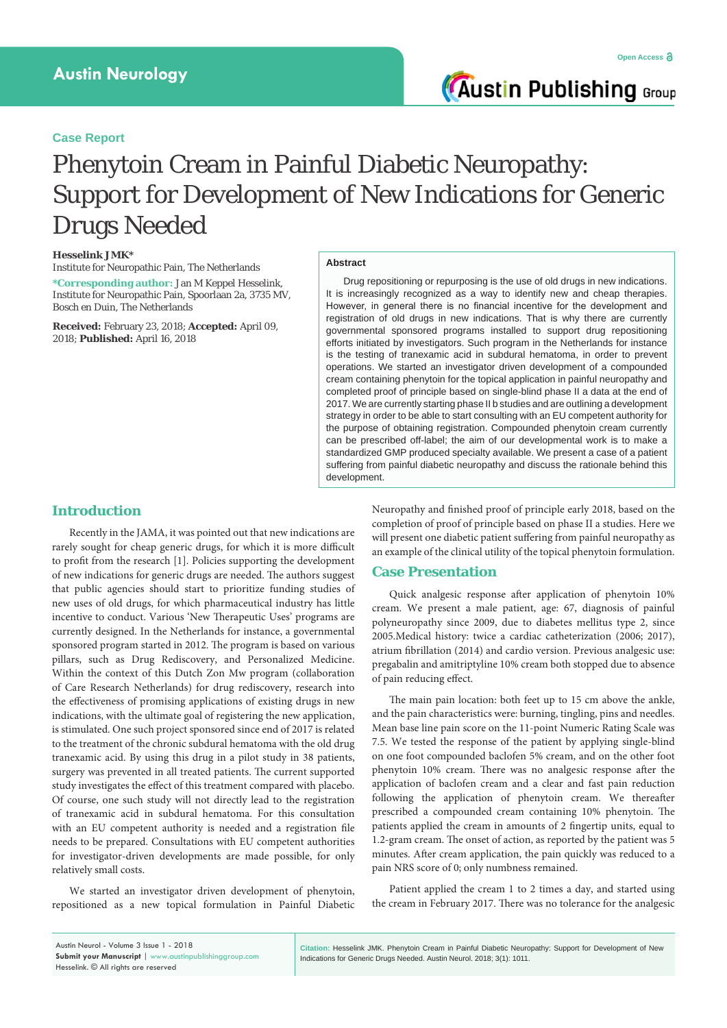Case Report

# Phenytoin Cream in Painful Diabetic Neuropathy: Support for Development of New Indications for Generic Drugs Needed

**Hesselink JMK***

Institute for Neuropathic Pain, The Netherlands

***Corresponding author:** Jan M Keppel Hesselink, Institute for Neuropathic Pain, Spoorlaan 2a, 3735 MV, Bosch en Duin, The Netherlands

**Received:** February 23, 2018; **Accepted:** April 09, 2018; **Published:** April 16, 2018

## Abstract

Drug repositioning or repurposing is the use of old drugs in new indications. It is increasingly recognized as a way to identify new and cheap therapies. However, in general there is no financial incentive for the development and registration of old drugs in new indications. That is why there are currently governmental sponsored programs installed to support drug repositioning efforts initiated by investigators. Such program in the Netherlands for instance is the testing of tranexamic acid in subdural hematoma, in order to prevent operations. We started an investigator driven development of a compounded cream containing phenytoin for the topical application in painful neuropathy and completed proof of principle based on single-blind phase II a data at the end of 2017. We are currently starting phase II b studies and are outlining a development strategy in order to be able to start consulting with an EU competent authority for the purpose of obtaining registration. Compounded phenytoin cream currently can be prescribed off-label; the aim of our developmental work is to make a standardized GMP produced specialty available. We present a case of a patient suffering from painful diabetic neuropathy and discuss the rationale behind this development.

## Introduction

Recently in the JAMA, it was pointed out that new indications are rarely sought for cheap generic drugs, for which it is more difficult to profit from the research [1]. Policies supporting the development of new indications for generic drugs are needed. The authors suggest that public agencies should start to prioritize funding studies of new uses of old drugs, for which pharmaceutical industry has little incentive to conduct. Various 'New Therapeutic Uses' programs are currently designed. In the Netherlands for instance, a governmental sponsored program started in 2012. The program is based on various pillars, such as Drug Rediscovery, and Personalized Medicine. Within the context of this Dutch Zon Mw program (collaboration of Care Research Netherlands) for drug rediscovery, research into the effectiveness of promising applications of existing drugs in new indications, with the ultimate goal of registering the new application, is stimulated. One such project sponsored since end of 2017 is related to the treatment of the chronic subdural hematoma with the old drug tranexamic acid. By using this drug in a pilot study in 38 patients, surgery was prevented in all treated patients. The current supported study investigates the effect of this treatment compared with placebo. Of course, one such study will not directly lead to the registration of tranexamic acid in subdural hematoma. For this consultation with an EU competent authority is needed and a registration file needs to be prepared. Consultations with EU competent authorities for investigator-driven developments are made possible, for only relatively small costs.

We started an investigator driven development of phenytoin, repositioned as a new topical formulation in Painful Diabetic Neuropathy and finished proof of principle early 2018, based on the completion of proof of principle based on phase II a studies. Here we will present one diabetic patient suffering from painful neuropathy as an example of the clinical utility of the topical phenytoin formulation.

## Case Presentation

Quick analgesic response after application of phenytoin 10% cream. We present a male patient, age: 67, diagnosis of painful polyneuropathy since 2009, due to diabetes mellitus type 2, since 2005.Medical history: twice a cardiac catheterization (2006; 2017), atrium fibrillation (2014) and cardio version. Previous analgesic use: pregabalin and amitriptyline 10% cream both stopped due to absence of pain reducing effect.

The main pain location: both feet up to 15 cm above the ankle, and the pain characteristics were: burning, tingling, pins and needles. Mean base line pain score on the 11-point Numeric Rating Scale was 7.5. We tested the response of the patient by applying single-blind on one foot compounded baclofen 5% cream, and on the other foot phenytoin 10% cream. There was no analgesic response after the application of baclofen cream and a clear and fast pain reduction following the application of phenytoin cream. We thereafter prescribed a compounded cream containing 10% phenytoin. The patients applied the cream in amounts of 2 fingertip units, equal to 1.2-gram cream. The onset of action, as reported by the patient was 5 minutes. After cream application, the pain quickly was reduced to a pain NRS score of 0; only numbness remained.

Patient applied the cream 1 to 2 times a day, and started using the cream in February 2017. There was no tolerance for the analgesic

**Citation:** Hesselink JMK. Phenytoin Cream in Painful Diabetic Neuropathy: Support for Development of New Indications for Generic Drugs Needed. Austin Neurol. 2018; 3(1): 1011.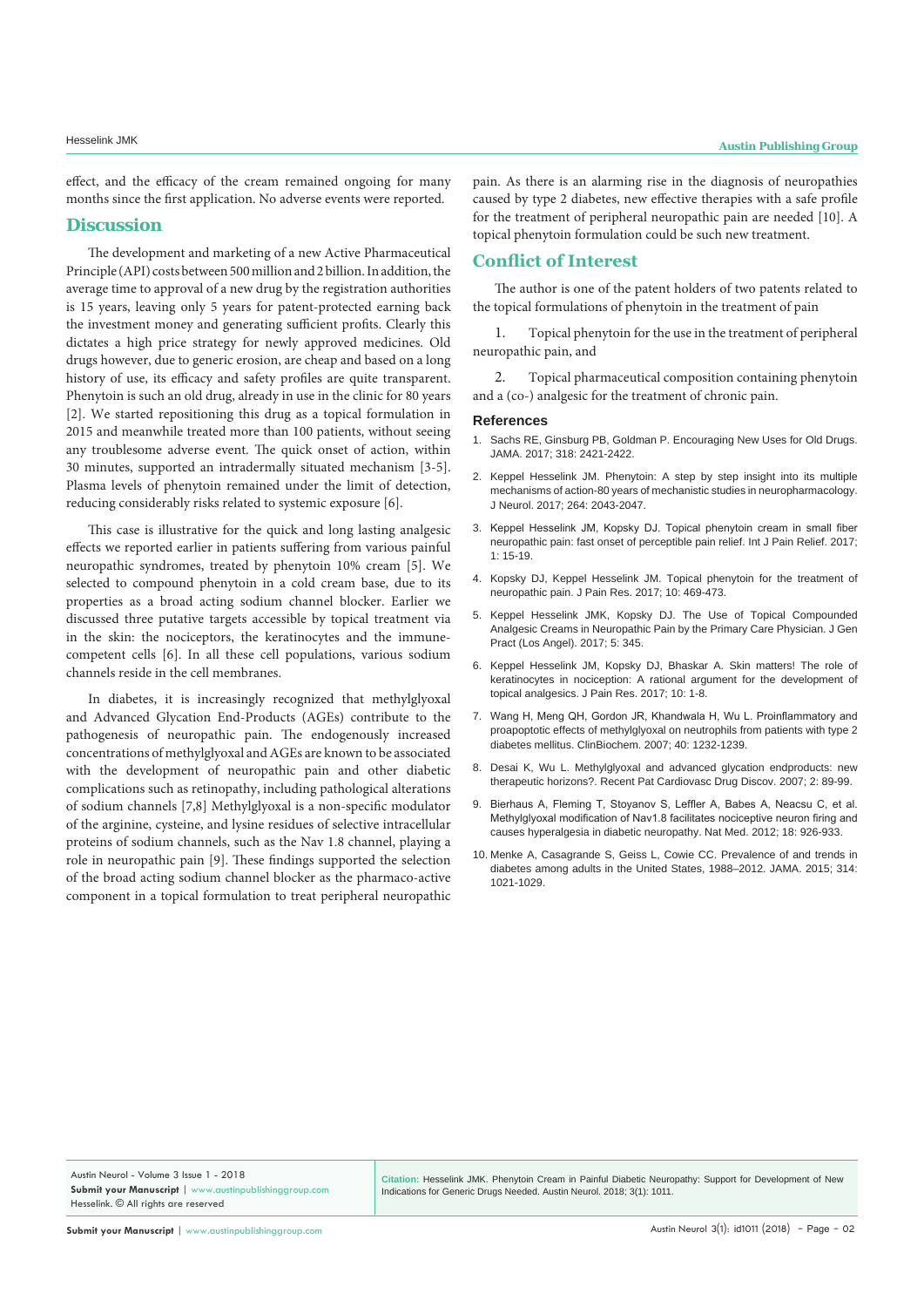effect, and the efficacy of the cream remained ongoing for many months since the first application. No adverse events were reported.

## Discussion

The development and marketing of a new Active Pharmaceutical Principle (API) costs between 500 million and 2 billion. In addition, the average time to approval of a new drug by the registration authorities is 15 years, leaving only 5 years for patent-protected earning back the investment money and generating sufficient profits. Clearly this dictates a high price strategy for newly approved medicines. Old drugs however, due to generic erosion, are cheap and based on a long history of use, its efficacy and safety profiles are quite transparent. Phenytoin is such an old drug, already in use in the clinic for 80 years [2]. We started repositioning this drug as a topical formulation in 2015 and meanwhile treated more than 100 patients, without seeing any troublesome adverse event. The quick onset of action, within 30 minutes, supported an intradermally situated mechanism [3-5]. Plasma levels of phenytoin remained under the limit of detection, reducing considerably risks related to systemic exposure [6].

This case is illustrative for the quick and long lasting analgesic effects we reported earlier in patients suffering from various painful neuropathic syndromes, treated by phenytoin 10% cream [5]. We selected to compound phenytoin in a cold cream base, due to its properties as a broad acting sodium channel blocker. Earlier we discussed three putative targets accessible by topical treatment via in the skin: the nociceptors, the keratinocytes and the immune-competent cells [6]. In all these cell populations, various sodium channels reside in the cell membranes.

In diabetes, it is increasingly recognized that methylglyoxal and Advanced Glycation End-Products (AGEs) contribute to the pathogenesis of neuropathic pain. The endogenously increased concentrations of methylglyoxal and AGEs are known to be associated with the development of neuropathic pain and other diabetic complications such as retinopathy, including pathological alterations of sodium channels [7,8] Methylglyoxal is a non-specific modulator of the arginine, cysteine, and lysine residues of selective intracellular proteins of sodium channels, such as the Nav 1.8 channel, playing a role in neuropathic pain [9]. These findings supported the selection of the broad acting sodium channel blocker as the pharmaco-active component in a topical formulation to treat peripheral neuropathic pain. As there is an alarming rise in the diagnosis of neuropathies caused by type 2 diabetes, new effective therapies with a safe profile for the treatment of peripheral neuropathic pain are needed [10]. A topical phenytoin formulation could be such new treatment.

## Conflict of Interest

The author is one of the patent holders of two patents related to the topical formulations of phenytoin in the treatment of pain

1. Topical phenytoin for the use in the treatment of peripheral neuropathic pain, and

2. Topical pharmaceutical composition containing phenytoin and a (co-) analgesic for the treatment of chronic pain.

### References

1. Sachs RE, Ginsburg PB, Goldman P. Encouraging New Uses for Old Drugs. JAMA. 2017; 318: 2421-2422.
2. Keppel Hesselink JM. Phenytoin: A step by step insight into its multiple mechanisms of action-80 years of mechanistic studies in neuropharmacology. J Neurol. 2017; 264: 2043-2047.
3. Keppel Hesselink JM, Kopsky DJ. Topical phenytoin cream in small fiber neuropathic pain: fast onset of perceptible pain relief. Int J Pain Relief. 2017; 1: 15-19.
4. Kopsky DJ, Keppel Hesselink JM. Topical phenytoin for the treatment of neuropathic pain. J Pain Res. 2017; 10: 469-473.
5. Keppel Hesselink JMK, Kopsky DJ. The Use of Topical Compounded Analgesic Creams in Neuropathic Pain by the Primary Care Physician. J Gen Pract (Los Angel). 2017; 5: 345.
6. Keppel Hesselink JM, Kopsky DJ, Bhaskar A. Skin matters! The role of keratinocytes in nociception: A rational argument for the development of topical analgesics. J Pain Res. 2017; 10: 1-8.
7. Wang H, Meng QH, Gordon JR, Khandwala H, Wu L. Proinflammatory and proapoptotic effects of methylglyoxal on neutrophils from patients with type 2 diabetes mellitus. ClinBiochem. 2007; 40: 1232-1239.
8. Desai K, Wu L. Methylglyoxal and advanced glycation endproducts: new therapeutic horizons?. Recent Pat Cardiovasc Drug Discov. 2007; 2: 89-99.
9. Bierhaus A, Fleming T, Stoyanov S, Leffler A, Babes A, Neacsu C, et al. Methylglyoxal modification of Nav1.8 facilitates nociceptive neuron firing and causes hyperalgesia in diabetic neuropathy. Nat Med. 2012; 18: 926-933.
10. Menke A, Casagrande S, Geiss L, Cowie CC. Prevalence of and trends in diabetes among adults in the United States, 1988–2012. JAMA. 2015; 314: 1021-1029.

**Citation:** Hesselink JMK. Phenytoin Cream in Painful Diabetic Neuropathy: Support for Development of New Indications for Generic Drugs Needed. Austin Neurol. 2018; 3(1): 1011.